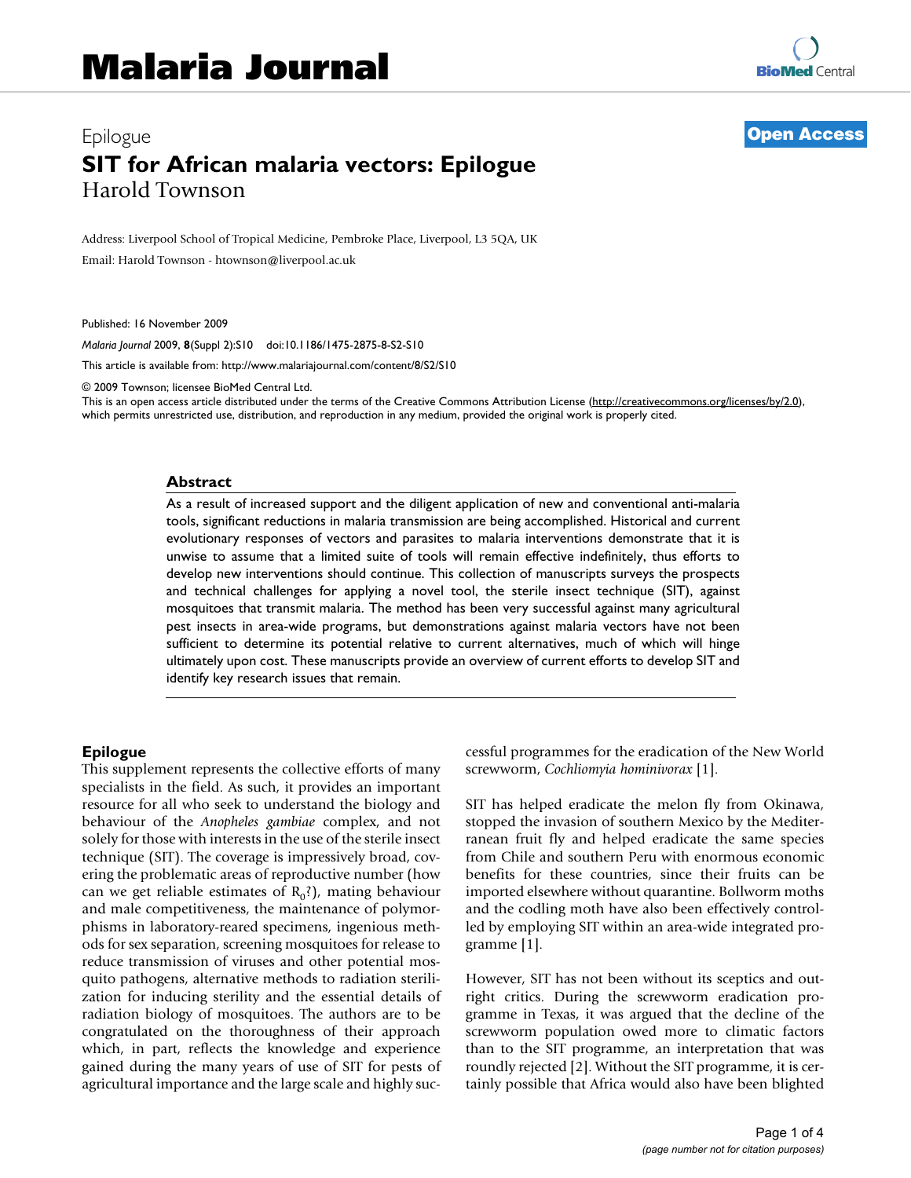# Malaria Journal

Epilogue

**Open Access**

# SIT for African malaria vectors: Epilogue

Harold Townson

Address: Liverpool School of Tropical Medicine, Pembroke Place, Liverpool, L3 5QA, UK

Email: Harold Townson - htownson@liverpool.ac.uk

Published: 16 November 2009

*Malaria Journal* 2009, **8**(Suppl 2):S10 doi:10.1186/1475-2875-8-S2-S10

This article is available from: http://www.malariajournal.com/content/8/S2/S10

© 2009 Townson; licensee BioMed Central Ltd.

This is an open access article distributed under the terms of the Creative Commons Attribution License (http://creativecommons.org/licenses/by/2.0), which permits unrestricted use, distribution, and reproduction in any medium, provided the original work is properly cited.

## Abstract

As a result of increased support and the diligent application of new and conventional anti-malaria tools, significant reductions in malaria transmission are being accomplished. Historical and current evolutionary responses of vectors and parasites to malaria interventions demonstrate that it is unwise to assume that a limited suite of tools will remain effective indefinitely, thus efforts to develop new interventions should continue. This collection of manuscripts surveys the prospects and technical challenges for applying a novel tool, the sterile insect technique (SIT), against mosquitoes that transmit malaria. The method has been very successful against many agricultural pest insects in area-wide programs, but demonstrations against malaria vectors have not been sufficient to determine its potential relative to current alternatives, much of which will hinge ultimately upon cost. These manuscripts provide an overview of current efforts to develop SIT and identify key research issues that remain.

## Epilogue

This supplement represents the collective efforts of many specialists in the field. As such, it provides an important resource for all who seek to understand the biology and behaviour of the *Anopheles gambiae* complex, and not solely for those with interests in the use of the sterile insect technique (SIT). The coverage is impressively broad, covering the problematic areas of reproductive number (how can we get reliable estimates of $R_0$?), mating behaviour and male competitiveness, the maintenance of polymorphisms in laboratory-reared specimens, ingenious methods for sex separation, screening mosquitoes for release to reduce transmission of viruses and other potential mosquito pathogens, alternative methods to radiation sterilization for inducing sterility and the essential details of radiation biology of mosquitoes. The authors are to be congratulated on the thoroughness of their approach which, in part, reflects the knowledge and experience gained during the many years of use of SIT for pests of agricultural importance and the large scale and highly successful programmes for the eradication of the New World screwworm, *Cochliomyia hominivorax* [1].

SIT has helped eradicate the melon fly from Okinawa, stopped the invasion of southern Mexico by the Mediterranean fruit fly and helped eradicate the same species from Chile and southern Peru with enormous economic benefits for these countries, since their fruits can be imported elsewhere without quarantine. Bollworm moths and the codling moth have also been effectively controlled by employing SIT within an area-wide integrated programme [1].

However, SIT has not been without its sceptics and outright critics. During the screwworm eradication programme in Texas, it was argued that the decline of the screwworm population owed more to climatic factors than to the SIT programme, an interpretation that was roundly rejected [2]. Without the SIT programme, it is certainly possible that Africa would also have been blighted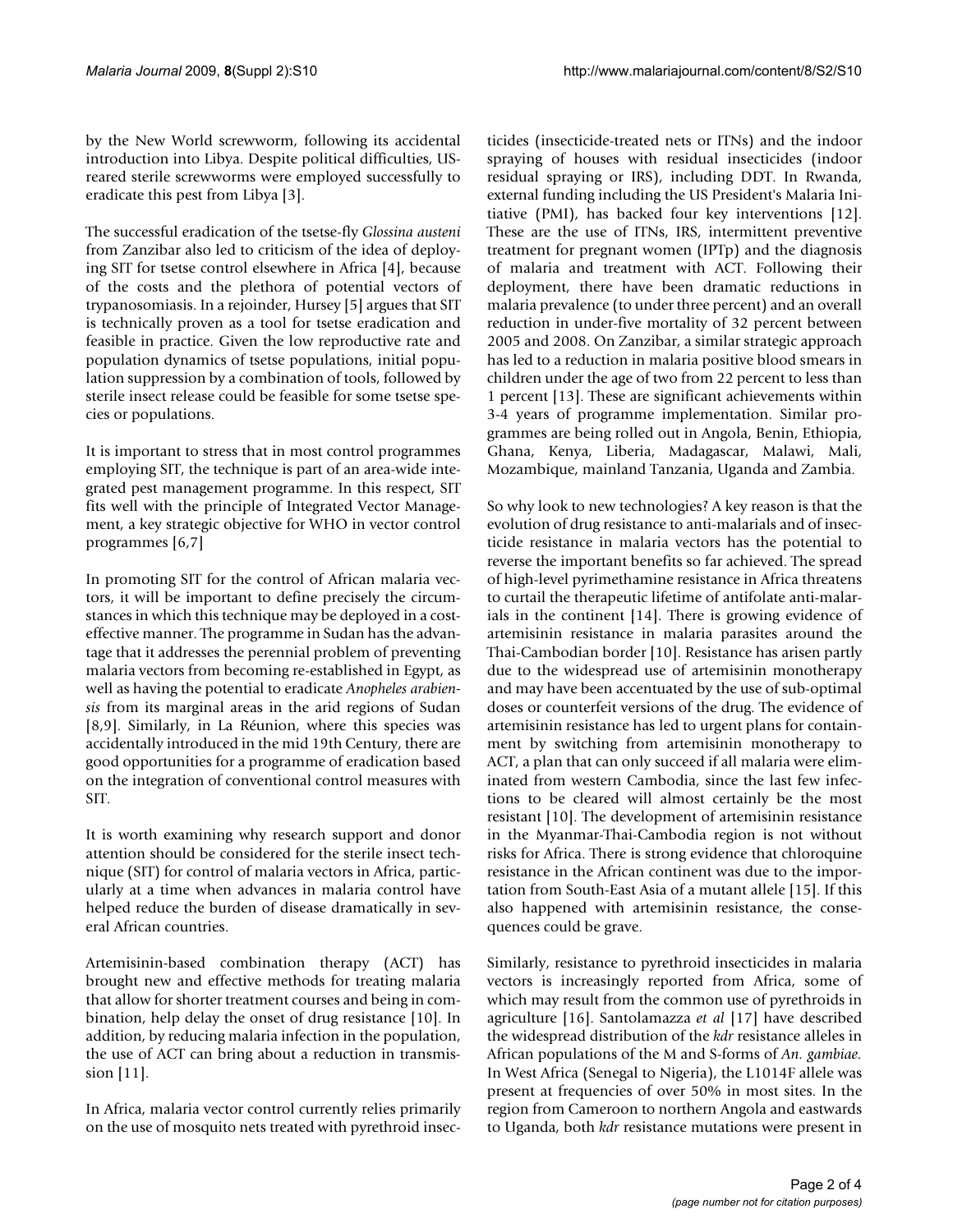by the New World screwworm, following its accidental introduction into Libya. Despite political difficulties, US-reared sterile screwworms were employed successfully to eradicate this pest from Libya [3].

The successful eradication of the tsetse-fly *Glossina austeni* from Zanzibar also led to criticism of the idea of deploying SIT for tsetse control elsewhere in Africa [4], because of the costs and the plethora of potential vectors of trypanosomiasis. In a rejoinder, Hursey [5] argues that SIT is technically proven as a tool for tsetse eradication and feasible in practice. Given the low reproductive rate and population dynamics of tsetse populations, initial population suppression by a combination of tools, followed by sterile insect release could be feasible for some tsetse species or populations.

It is important to stress that in most control programmes employing SIT, the technique is part of an area-wide integrated pest management programme. In this respect, SIT fits well with the principle of Integrated Vector Management, a key strategic objective for WHO in vector control programmes [6,7]

In promoting SIT for the control of African malaria vectors, it will be important to define precisely the circumstances in which this technique may be deployed in a cost-effective manner. The programme in Sudan has the advantage that it addresses the perennial problem of preventing malaria vectors from becoming re-established in Egypt, as well as having the potential to eradicate *Anopheles arabiensis* from its marginal areas in the arid regions of Sudan [8,9]. Similarly, in La Réunion, where this species was accidentally introduced in the mid 19th Century, there are good opportunities for a programme of eradication based on the integration of conventional control measures with SIT.

It is worth examining why research support and donor attention should be considered for the sterile insect technique (SIT) for control of malaria vectors in Africa, particularly at a time when advances in malaria control have helped reduce the burden of disease dramatically in several African countries.

Artemisinin-based combination therapy (ACT) has brought new and effective methods for treating malaria that allow for shorter treatment courses and being in combination, help delay the onset of drug resistance [10]. In addition, by reducing malaria infection in the population, the use of ACT can bring about a reduction in transmission [11].

In Africa, malaria vector control currently relies primarily on the use of mosquito nets treated with pyrethroid insecticides (insecticide-treated nets or ITNs) and the indoor spraying of houses with residual insecticides (indoor residual spraying or IRS), including DDT. In Rwanda, external funding including the US President's Malaria Initiative (PMI), has backed four key interventions [12]. These are the use of ITNs, IRS, intermittent preventive treatment for pregnant women (IPTp) and the diagnosis of malaria and treatment with ACT. Following their deployment, there have been dramatic reductions in malaria prevalence (to under three percent) and an overall reduction in under-five mortality of 32 percent between 2005 and 2008. On Zanzibar, a similar strategic approach has led to a reduction in malaria positive blood smears in children under the age of two from 22 percent to less than 1 percent [13]. These are significant achievements within 3-4 years of programme implementation. Similar programmes are being rolled out in Angola, Benin, Ethiopia, Ghana, Kenya, Liberia, Madagascar, Malawi, Mali, Mozambique, mainland Tanzania, Uganda and Zambia.

So why look to new technologies? A key reason is that the evolution of drug resistance to anti-malarials and of insecticide resistance in malaria vectors has the potential to reverse the important benefits so far achieved. The spread of high-level pyrimethamine resistance in Africa threatens to curtail the therapeutic lifetime of antifolate anti-malarials in the continent [14]. There is growing evidence of artemisinin resistance in malaria parasites around the Thai-Cambodian border [10]. Resistance has arisen partly due to the widespread use of artemisinin monotherapy and may have been accentuated by the use of sub-optimal doses or counterfeit versions of the drug. The evidence of artemisinin resistance has led to urgent plans for containment by switching from artemisinin monotherapy to ACT, a plan that can only succeed if all malaria were eliminated from western Cambodia, since the last few infections to be cleared will almost certainly be the most resistant [10]. The development of artemisinin resistance in the Myanmar-Thai-Cambodia region is not without risks for Africa. There is strong evidence that chloroquine resistance in the African continent was due to the importation from South-East Asia of a mutant allele [15]. If this also happened with artemisinin resistance, the consequences could be grave.

Similarly, resistance to pyrethroid insecticides in malaria vectors is increasingly reported from Africa, some of which may result from the common use of pyrethroids in agriculture [16]. Santolamazza *et al* [17] have described the widespread distribution of the *kdr* resistance alleles in African populations of the M and S-forms of *An. gambiae.* In West Africa (Senegal to Nigeria), the L1014F allele was present at frequencies of over 50% in most sites. In the region from Cameroon to northern Angola and eastwards to Uganda, both *kdr* resistance mutations were present in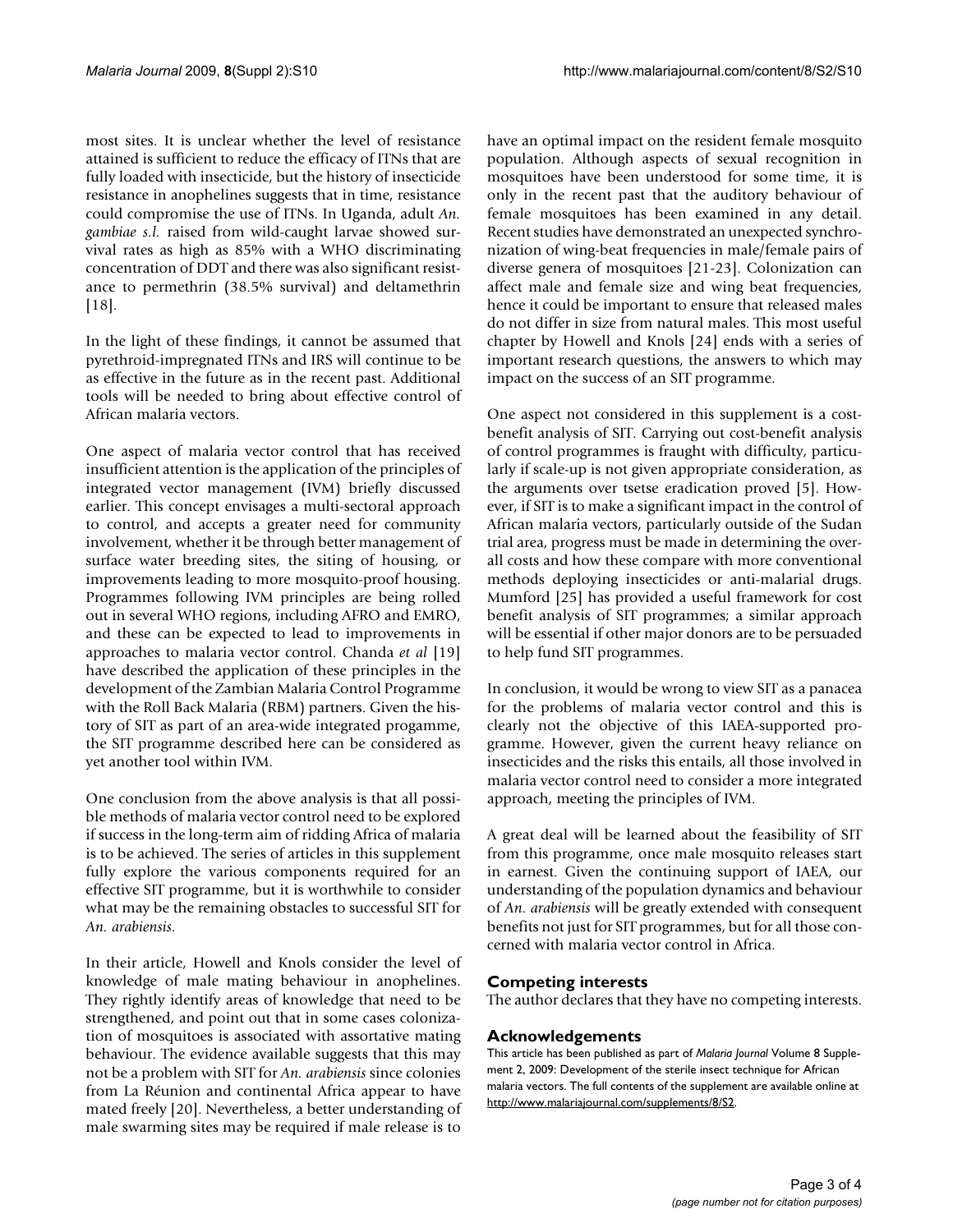most sites. It is unclear whether the level of resistance attained is sufficient to reduce the efficacy of ITNs that are fully loaded with insecticide, but the history of insecticide resistance in anophelines suggests that in time, resistance could compromise the use of ITNs. In Uganda, adult *An. gambiae s.l.* raised from wild-caught larvae showed survival rates as high as 85% with a WHO discriminating concentration of DDT and there was also significant resistance to permethrin (38.5% survival) and deltamethrin [18].

In the light of these findings, it cannot be assumed that pyrethroid-impregnated ITNs and IRS will continue to be as effective in the future as in the recent past. Additional tools will be needed to bring about effective control of African malaria vectors.

One aspect of malaria vector control that has received insufficient attention is the application of the principles of integrated vector management (IVM) briefly discussed earlier. This concept envisages a multi-sectoral approach to control, and accepts a greater need for community involvement, whether it be through better management of surface water breeding sites, the siting of housing, or improvements leading to more mosquito-proof housing. Programmes following IVM principles are being rolled out in several WHO regions, including AFRO and EMRO, and these can be expected to lead to improvements in approaches to malaria vector control. Chanda *et al* [19] have described the application of these principles in the development of the Zambian Malaria Control Programme with the Roll Back Malaria (RBM) partners. Given the history of SIT as part of an area-wide integrated progamme, the SIT programme described here can be considered as yet another tool within IVM.

One conclusion from the above analysis is that all possible methods of malaria vector control need to be explored if success in the long-term aim of ridding Africa of malaria is to be achieved. The series of articles in this supplement fully explore the various components required for an effective SIT programme, but it is worthwhile to consider what may be the remaining obstacles to successful SIT for *An. arabiensis*.

In their article, Howell and Knols consider the level of knowledge of male mating behaviour in anophelines. They rightly identify areas of knowledge that need to be strengthened, and point out that in some cases colonization of mosquitoes is associated with assortative mating behaviour. The evidence available suggests that this may not be a problem with SIT for *An. arabiensis* since colonies from La Réunion and continental Africa appear to have mated freely [20]. Nevertheless, a better understanding of male swarming sites may be required if male release is to have an optimal impact on the resident female mosquito population. Although aspects of sexual recognition in mosquitoes have been understood for some time, it is only in the recent past that the auditory behaviour of female mosquitoes has been examined in any detail. Recent studies have demonstrated an unexpected synchronization of wing-beat frequencies in male/female pairs of diverse genera of mosquitoes [21-23]. Colonization can affect male and female size and wing beat frequencies, hence it could be important to ensure that released males do not differ in size from natural males. This most useful chapter by Howell and Knols [24] ends with a series of important research questions, the answers to which may impact on the success of an SIT programme.

One aspect not considered in this supplement is a cost-benefit analysis of SIT. Carrying out cost-benefit analysis of control programmes is fraught with difficulty, particularly if scale-up is not given appropriate consideration, as the arguments over tsetse eradication proved [5]. However, if SIT is to make a significant impact in the control of African malaria vectors, particularly outside of the Sudan trial area, progress must be made in determining the overall costs and how these compare with more conventional methods deploying insecticides or anti-malarial drugs. Mumford [25] has provided a useful framework for cost benefit analysis of SIT programmes; a similar approach will be essential if other major donors are to be persuaded to help fund SIT programmes.

In conclusion, it would be wrong to view SIT as a panacea for the problems of malaria vector control and this is clearly not the objective of this IAEA-supported programme. However, given the current heavy reliance on insecticides and the risks this entails, all those involved in malaria vector control need to consider a more integrated approach, meeting the principles of IVM.

A great deal will be learned about the feasibility of SIT from this programme, once male mosquito releases start in earnest. Given the continuing support of IAEA, our understanding of the population dynamics and behaviour of *An. arabiensis* will be greatly extended with consequent benefits not just for SIT programmes, but for all those concerned with malaria vector control in Africa.

## Competing interests

The author declares that they have no competing interests.

## Acknowledgements

This article has been published as part of *Malaria Journal* Volume 8 Supplement 2, 2009: Development of the sterile insect technique for African malaria vectors. The full contents of the supplement are available online at http://www.malariajournal.com/supplements/8/S2.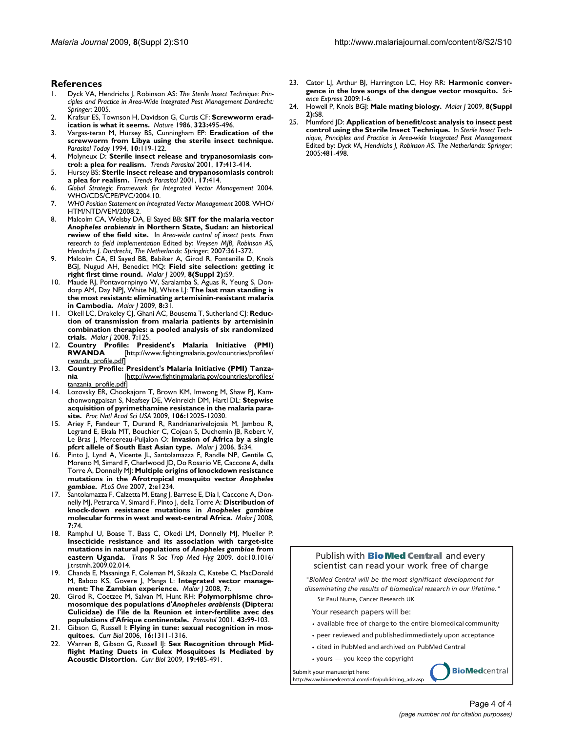## References

1. Dyck VA, Hendrichs J, Robinson AS: *The Sterile Insect Technique: Principles and Practice in Area-Wide Integrated Pest Management Dordrecht: Springer*; 2005.
2. Krafsur ES, Townson H, Davidson G, Curtis CF: **Screwworm eradication is what it seems.** *Nature* 1986, **323:**495-496.
3. Vargas-teran M, Hursey BS, Cunningham EP: **Eradication of the screwworm from Libya using the sterile insect technique.** *Parasitol Today* 1994, **10:**119-122.
4. Molyneux D: **Sterile insect release and trypanosomiasis control: a plea for realism.** *Trends Parasitol* 2001, **17:**413-414.
5. Hursey BS: **Sterile insect release and trypanosomiasis control: a plea for realism.** *Trends Parasitol* 2001, **17:**414.
6. *Global Strategic Framework for Integrated Vector Management* 2004. WHO/CDS/CPE/PVC/2004.10.
7. *WHO Position Statement on Integrated Vector Management* 2008. WHO/HTM/NTD/VEM/2008.2.
8. Malcolm CA, Welsby DA, El Sayed BB: **SIT for the malaria vector *Anopheles arabiensis* in Northern State, Sudan: an historical review of the field site.** In *Area-wide control of insect pests. From research to field implementation* Edited by: *Vreysen MJB, Robinson AS, Hendrichs J. Dordrecht, The Netherlands: Springer*; 2007:361-372.
9. Malcolm CA, El Sayed BB, Babiker A, Girod R, Fontenille D, Knols BGJ, Nugud AH, Benedict MQ: **Field site selection: getting it right first time round.** *Malar J* 2009, **8(Suppl 2):**S9.
10. Maude RJ, Pontavornpinyo W, Saralamba S, Aguas R, Yeung S, Dondorp AM, Day NPJ, White NJ, White LJ: **The last man standing is the most resistant: eliminating artemisinin-resistant malaria in Cambodia.** *Malar J* 2009, **8:**31.
11. Okell LC, Drakeley CJ, Ghani AC, Bousema T, Sutherland CJ: **Reduction of transmission from malaria patients by artemisinin combination therapies: a pooled analysis of six randomized trials.** *Malar J* 2008, **7:**125.
12. **Country Profile: President's Malaria Initiative (PMI) RWANDA** [http://www.fightingmalaria.gov/countries/profiles/rwanda_profile.pdf]
13. **Country Profile: President's Malaria Initiative (PMI) Tanzania** [http://www.fightingmalaria.gov/countries/profiles/tanzania_profile.pdf]
14. Lozovsky ER, Chookajorn T, Brown KM, Imwong M, Shaw PJ, Kamchonwongpaisan S, Neafsey DE, Weinreich DM, Hartl DL: **Stepwise acquisition of pyrimethamine resistance in the malaria parasite.** *Proc Natl Acad Sci USA* 2009, **106:**12025-12030.
15. Ariey F, Fandeur T, Durand R, Randrianarivelojosia M, Jambou R, Legrand E, Ekala MT, Bouchier C, Cojean S, Duchemin JB, Robert V, Le Bras J, Mercereau-Puijalon O: **Invasion of Africa by a single pfcrt allele of South East Asian type.** *Malar J* 2006, **5:**34.
16. Pinto J, Lynd A, Vicente JL, Santolamazza F, Randle NP, Gentile G, Moreno M, Simard F, Charlwood JD, Do Rosario VE, Caccone A, della Torre A, Donnelly MJ: **Multiple origins of knockdown resistance mutations in the Afrotropical mosquito vector *Anopheles gambiae*.** *PLoS One* 2007, **2:**e1234.
17. Santolamazza F, Calzetta M, Etang J, Barrese E, Dia I, Caccone A, Donnelly MJ, Petrarca V, Simard F, Pinto J, della Torre A: **Distribution of knock-down resistance mutations in *Anopheles gambiae* molecular forms in west and west-central Africa.** *Malar J* 2008, **7:**74.
18. Ramphul U, Boase T, Bass C, Okedi LM, Donnelly MJ, Mueller P: **Insecticide resistance and its association with target-site mutations in natural populations of *Anopheles gambiae* from eastern Uganda.** *Trans R Soc Trop Med Hyg* 2009. doi:10.1016/j.trstmh.2009.02.014.
19. Chanda E, Masaninga F, Coleman M, Sikaala C, Katebe C, MacDonald M, Baboo KS, Govere J, Manga L: **Integrated vector management: The Zambian experience.** *Malar J* 2008, **7:**.
20. Girod R, Coetzee M, Salvan M, Hunt RH: **Polymorphisme chromosomique des populations d'*Anopheles arabiensis* (Diptera: Culicidae) de l'ile de la Reunion et inter-fertilite avec des populations d'Afrique continentale.** *Parasitol* 2001, **43:**99-103.
21. Gibson G, Russell I: **Flying in tune: sexual recognition in mosquitoes.** *Curr Biol* 2006, **16:**1311-1316.
22. Warren B, Gibson G, Russell IJ: **Sex Recognition through Midflight Mating Duets in Culex Mosquitoes Is Mediated by Acoustic Distortion.** *Curr Biol* 2009, **19:**485-491.
23. Cator LJ, Arthur BJ, Harrington LC, Hoy RR: **Harmonic convergence in the love songs of the dengue vector mosquito.** *Science Express* 2009:1-6.
24. Howell P, Knols BGJ: **Male mating biology.** *Malar J* 2009, **8(Suppl 2):**S8.
25. Mumford JD: **Application of benefit/cost analysis to insect pest control using the Sterile Insect Technique.** In *Sterile Insect Technique, Principles and Practice in Area-wide Integrated Pest Management* Edited by: *Dyck VA, Hendrichs J, Robinson AS. The Netherlands: Springer*; 2005:481-498.

Publish with **BioMed Central** and every scientist can read your work free of charge

*"BioMed Central will be the most significant development for disseminating the results of biomedical research in our lifetime."*
Sir Paul Nurse, Cancer Research UK

Your research papers will be:

- available free of charge to the entire biomedical community
- peer reviewed and published immediately upon acceptance
- cited in PubMed and archived on PubMed Central
- yours — you keep the copyright

Submit your manuscript here:
http://www.biomedcentral.com/info/publishing_adv.asp

**BioMed**central